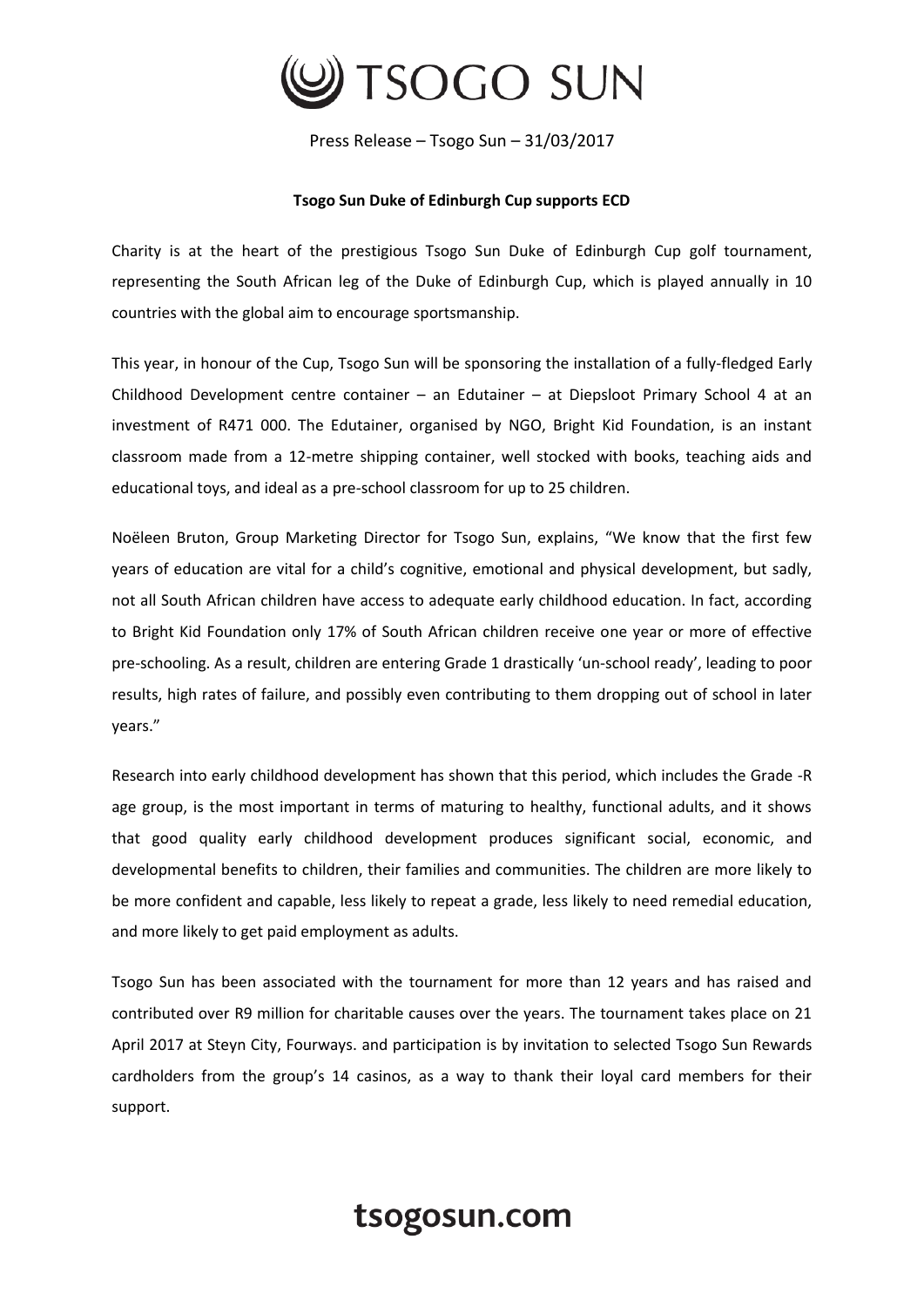# TSOGO SUN

Press Release – Tsogo Sun – 31/03/2017

**Tsogo Sun Duke of Edinburgh Cup supports ECD**

Charity is at the heart of the prestigious Tsogo Sun Duke of Edinburgh Cup golf tournament, representing the South African leg of the Duke of Edinburgh Cup, which is played annually in 10 countries with the global aim to encourage sportsmanship.

This year, in honour of the Cup, Tsogo Sun will be sponsoring the installation of a fully-fledged Early Childhood Development centre container – an Edutainer – at Diepsloot Primary School 4 at an investment of R471 000. The Edutainer, organised by NGO, Bright Kid Foundation, is an instant classroom made from a 12-metre shipping container, well stocked with books, teaching aids and educational toys, and ideal as a pre-school classroom for up to 25 children.

Noëleen Bruton, Group Marketing Director for Tsogo Sun, explains, "We know that the first few years of education are vital for a child's cognitive, emotional and physical development, but sadly, not all South African children have access to adequate early childhood education. In fact, according to Bright Kid Foundation only 17% of South African children receive one year or more of effective pre-schooling. As a result, children are entering Grade 1 drastically 'un-school ready', leading to poor results, high rates of failure, and possibly even contributing to them dropping out of school in later years."

Research into early childhood development has shown that this period, which includes the Grade -R age group, is the most important in terms of maturing to healthy, functional adults, and it shows that good quality early childhood development produces significant social, economic, and developmental benefits to children, their families and communities. The children are more likely to be more confident and capable, less likely to repeat a grade, less likely to need remedial education, and more likely to get paid employment as adults.

Tsogo Sun has been associated with the tournament for more than 12 years and has raised and contributed over R9 million for charitable causes over the years. The tournament takes place on 21 April 2017 at Steyn City, Fourways. and participation is by invitation to selected Tsogo Sun Rewards cardholders from the group's 14 casinos, as a way to thank their loyal card members for their support.

**tsogosun.com**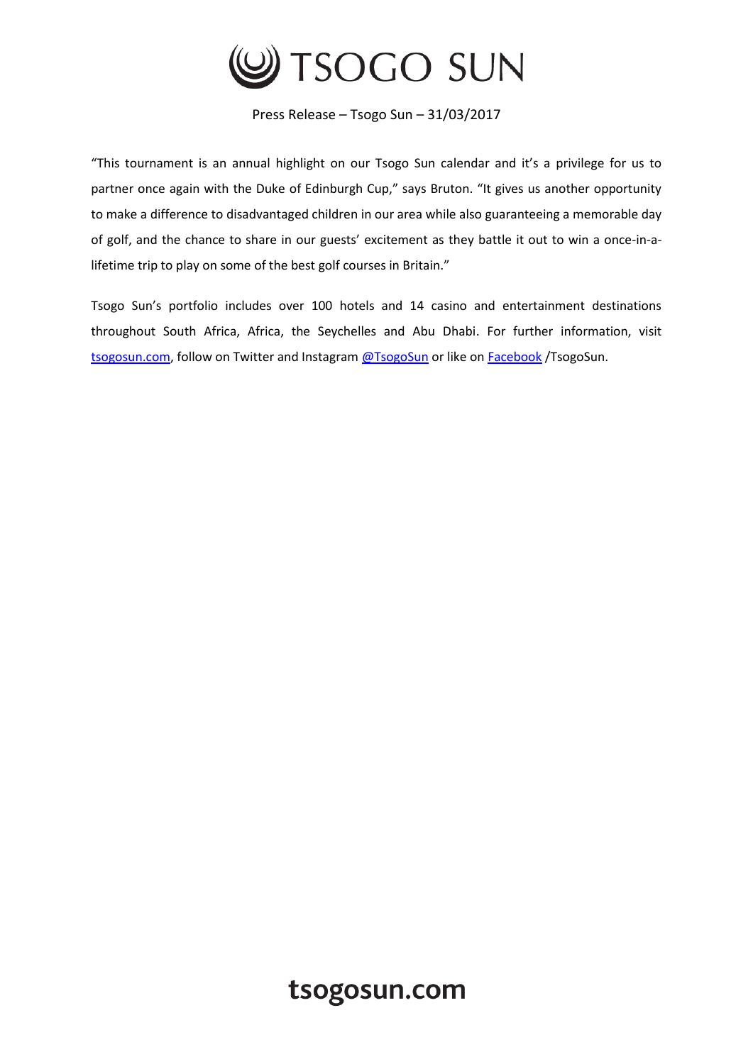"This tournament is an annual highlight on our Tsogo Sun calendar and it's a privilege for us to partner once again with the Duke of Edinburgh Cup," says Bruton. "It gives us another opportunity to make a difference to disadvantaged children in our area while also guaranteeing a memorable day of golf, and the chance to share in our guests' excitement as they battle it out to win a once-in-a-lifetime trip to play on some of the best golf courses in Britain."

Tsogo Sun's portfolio includes over 100 hotels and 14 casino and entertainment destinations throughout South Africa, Africa, the Seychelles and Abu Dhabi. For further information, visit tsogosun.com, follow on Twitter and Instagram @TsogoSun or like on Facebook /TsogoSun.